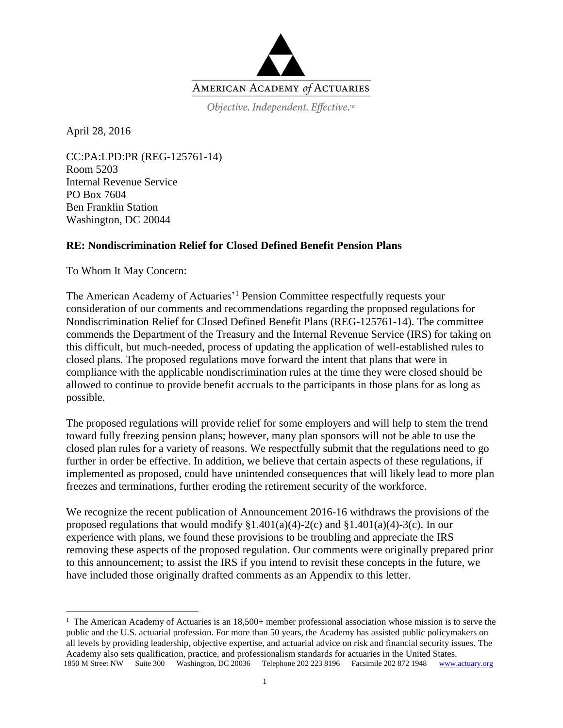AMERICAN ACADEMY *of* ACTUARIES

*Objective. Independent. Effective.™*

April 28, 2016

CC:PA:LPD:PR (REG-125761-14)
Room 5203
Internal Revenue Service
PO Box 7604
Ben Franklin Station
Washington, DC 20044

**RE: Nondiscrimination Relief for Closed Defined Benefit Pension Plans**

To Whom It May Concern:

The American Academy of Actuaries'[1] Pension Committee respectfully requests your consideration of our comments and recommendations regarding the proposed regulations for Nondiscrimination Relief for Closed Defined Benefit Plans (REG-125761-14). The committee commends the Department of the Treasury and the Internal Revenue Service (IRS) for taking on this difficult, but much-needed, process of updating the application of well-established rules to closed plans. The proposed regulations move forward the intent that plans that were in compliance with the applicable nondiscrimination rules at the time they were closed should be allowed to continue to provide benefit accruals to the participants in those plans for as long as possible.

The proposed regulations will provide relief for some employers and will help to stem the trend toward fully freezing pension plans; however, many plan sponsors will not be able to use the closed plan rules for a variety of reasons. We respectfully submit that the regulations need to go further in order be effective. In addition, we believe that certain aspects of these regulations, if implemented as proposed, could have unintended consequences that will likely lead to more plan freezes and terminations, further eroding the retirement security of the workforce.

We recognize the recent publication of Announcement 2016-16 withdraws the provisions of the proposed regulations that would modify §1.401(a)(4)-2(c) and §1.401(a)(4)-3(c). In our experience with plans, we found these provisions to be troubling and appreciate the IRS removing these aspects of the proposed regulation. Our comments were originally prepared prior to this announcement; to assist the IRS if you intend to revisit these concepts in the future, we have included those originally drafted comments as an Appendix to this letter.

[1] The American Academy of Actuaries is an 18,500+ member professional association whose mission is to serve the public and the U.S. actuarial profession. For more than 50 years, the Academy has assisted public policymakers on all levels by providing leadership, objective expertise, and actuarial advice on risk and financial security issues. The Academy also sets qualification, practice, and professionalism standards for actuaries in the United States.

1850 M Street NW Suite 300 Washington, DC 20036 Telephone 202 223 8196 Facsimile 202 872 1948 www.actuary.org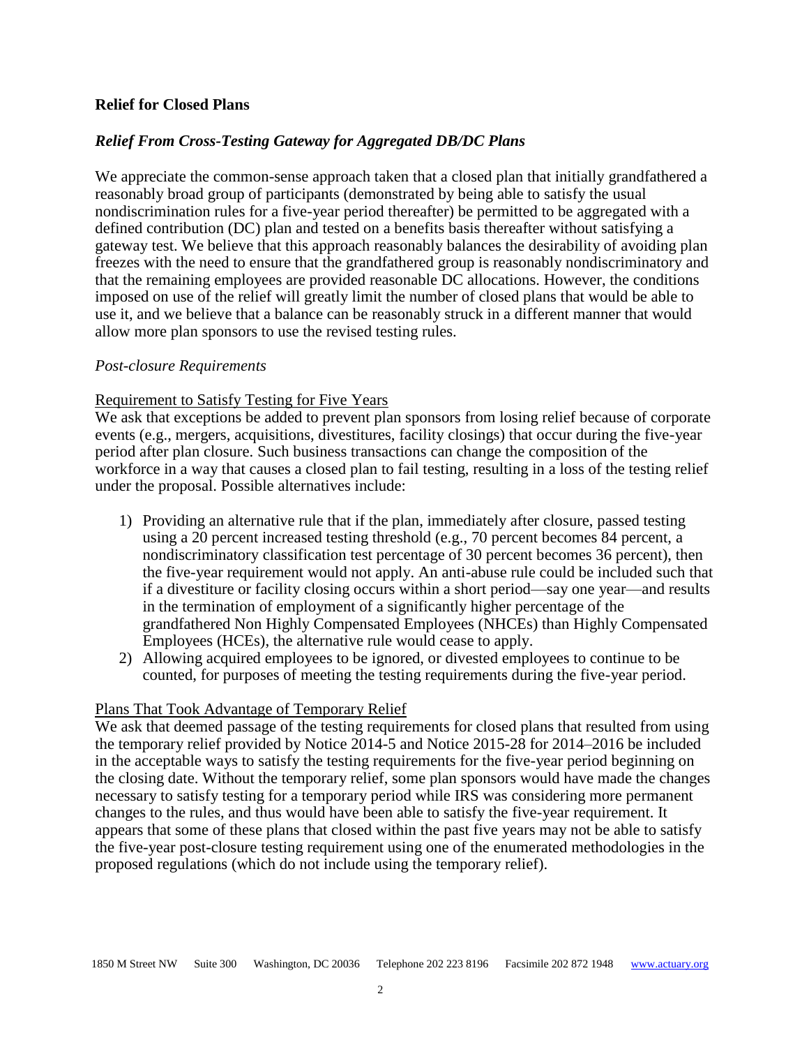## Relief for Closed Plans

### *Relief From Cross-Testing Gateway for Aggregated DB/DC Plans*

We appreciate the common-sense approach taken that a closed plan that initially grandfathered a reasonably broad group of participants (demonstrated by being able to satisfy the usual nondiscrimination rules for a five-year period thereafter) be permitted to be aggregated with a defined contribution (DC) plan and tested on a benefits basis thereafter without satisfying a gateway test. We believe that this approach reasonably balances the desirability of avoiding plan freezes with the need to ensure that the grandfathered group is reasonably nondiscriminatory and that the remaining employees are provided reasonable DC allocations. However, the conditions imposed on use of the relief will greatly limit the number of closed plans that would be able to use it, and we believe that a balance can be reasonably struck in a different manner that would allow more plan sponsors to use the revised testing rules.

*Post-closure Requirements*

<u>Requirement to Satisfy Testing for Five Years</u>

We ask that exceptions be added to prevent plan sponsors from losing relief because of corporate events (e.g., mergers, acquisitions, divestitures, facility closings) that occur during the five-year period after plan closure. Such business transactions can change the composition of the workforce in a way that causes a closed plan to fail testing, resulting in a loss of the testing relief under the proposal. Possible alternatives include:

1) Providing an alternative rule that if the plan, immediately after closure, passed testing using a 20 percent increased testing threshold (e.g., 70 percent becomes 84 percent, a nondiscriminatory classification test percentage of 30 percent becomes 36 percent), then the five-year requirement would not apply. An anti-abuse rule could be included such that if a divestiture or facility closing occurs within a short period—say one year—and results in the termination of employment of a significantly higher percentage of the grandfathered Non Highly Compensated Employees (NHCEs) than Highly Compensated Employees (HCEs), the alternative rule would cease to apply.
2) Allowing acquired employees to be ignored, or divested employees to continue to be counted, for purposes of meeting the testing requirements during the five-year period.

<u>Plans That Took Advantage of Temporary Relief</u>

We ask that deemed passage of the testing requirements for closed plans that resulted from using the temporary relief provided by Notice 2014-5 and Notice 2015-28 for 2014–2016 be included in the acceptable ways to satisfy the testing requirements for the five-year period beginning on the closing date. Without the temporary relief, some plan sponsors would have made the changes necessary to satisfy testing for a temporary period while IRS was considering more permanent changes to the rules, and thus would have been able to satisfy the five-year requirement. It appears that some of these plans that closed within the past five years may not be able to satisfy the five-year post-closure testing requirement using one of the enumerated methodologies in the proposed regulations (which do not include using the temporary relief).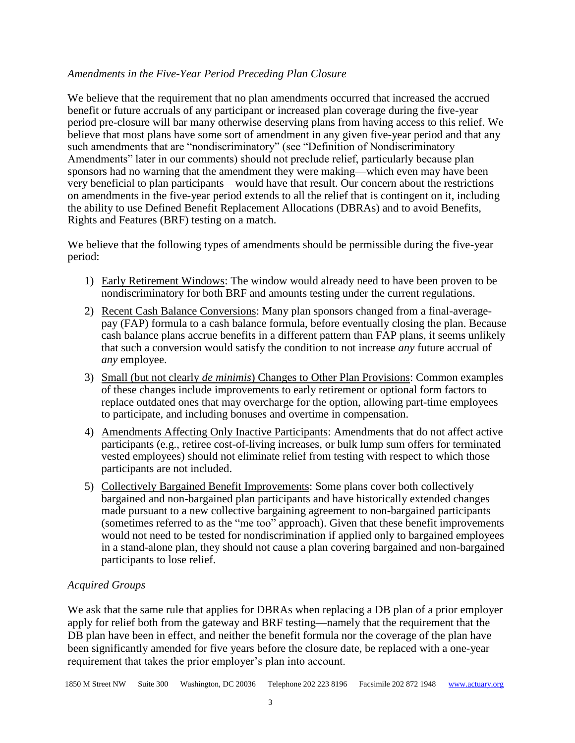*Amendments in the Five-Year Period Preceding Plan Closure*

We believe that the requirement that no plan amendments occurred that increased the accrued benefit or future accruals of any participant or increased plan coverage during the five-year period pre-closure will bar many otherwise deserving plans from having access to this relief. We believe that most plans have some sort of amendment in any given five-year period and that any such amendments that are "nondiscriminatory" (see "Definition of Nondiscriminatory Amendments" later in our comments) should not preclude relief, particularly because plan sponsors had no warning that the amendment they were making—which even may have been very beneficial to plan participants—would have that result. Our concern about the restrictions on amendments in the five-year period extends to all the relief that is contingent on it, including the ability to use Defined Benefit Replacement Allocations (DBRAs) and to avoid Benefits, Rights and Features (BRF) testing on a match.

We believe that the following types of amendments should be permissible during the five-year period:

1) Early Retirement Windows: The window would already need to have been proven to be nondiscriminatory for both BRF and amounts testing under the current regulations.
2) Recent Cash Balance Conversions: Many plan sponsors changed from a final-average-pay (FAP) formula to a cash balance formula, before eventually closing the plan. Because cash balance plans accrue benefits in a different pattern than FAP plans, it seems unlikely that such a conversion would satisfy the condition to not increase *any* future accrual of *any* employee.
3) Small (but not clearly *de minimis*) Changes to Other Plan Provisions: Common examples of these changes include improvements to early retirement or optional form factors to replace outdated ones that may overcharge for the option, allowing part-time employees to participate, and including bonuses and overtime in compensation.
4) Amendments Affecting Only Inactive Participants: Amendments that do not affect active participants (e.g., retiree cost-of-living increases, or bulk lump sum offers for terminated vested employees) should not eliminate relief from testing with respect to which those participants are not included.
5) Collectively Bargained Benefit Improvements: Some plans cover both collectively bargained and non-bargained plan participants and have historically extended changes made pursuant to a new collective bargaining agreement to non-bargained participants (sometimes referred to as the "me too" approach). Given that these benefit improvements would not need to be tested for nondiscrimination if applied only to bargained employees in a stand-alone plan, they should not cause a plan covering bargained and non-bargained participants to lose relief.

*Acquired Groups*

We ask that the same rule that applies for DBRAs when replacing a DB plan of a prior employer apply for relief both from the gateway and BRF testing—namely that the requirement that the DB plan have been in effect, and neither the benefit formula nor the coverage of the plan have been significantly amended for five years before the closure date, be replaced with a one-year requirement that takes the prior employer's plan into account.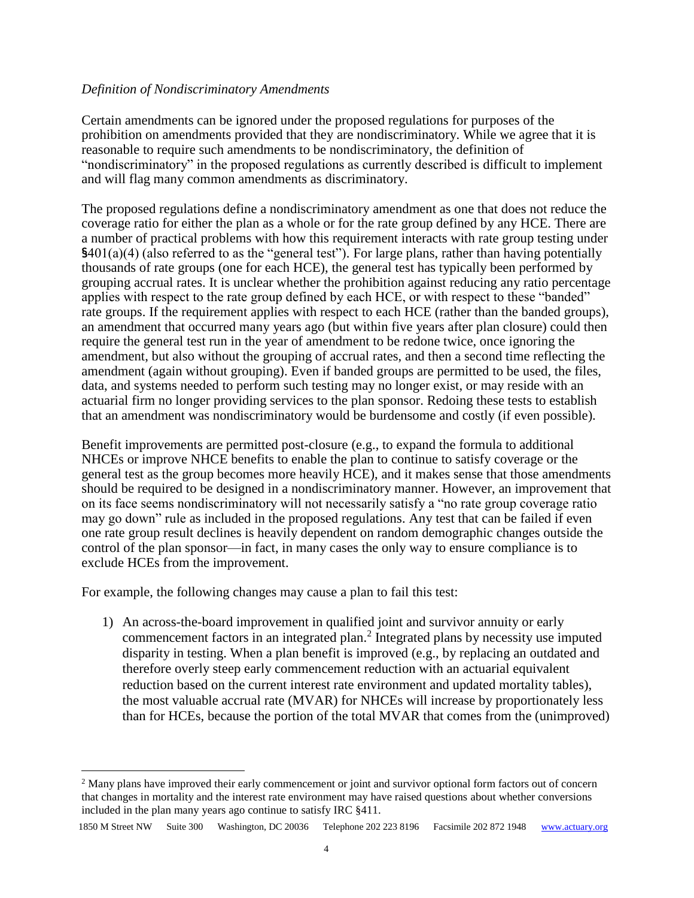*Definition of Nondiscriminatory Amendments*

Certain amendments can be ignored under the proposed regulations for purposes of the prohibition on amendments provided that they are nondiscriminatory. While we agree that it is reasonable to require such amendments to be nondiscriminatory, the definition of "nondiscriminatory" in the proposed regulations as currently described is difficult to implement and will flag many common amendments as discriminatory.

The proposed regulations define a nondiscriminatory amendment as one that does not reduce the coverage ratio for either the plan as a whole or for the rate group defined by any HCE. There are a number of practical problems with how this requirement interacts with rate group testing under §401(a)(4) (also referred to as the "general test"). For large plans, rather than having potentially thousands of rate groups (one for each HCE), the general test has typically been performed by grouping accrual rates. It is unclear whether the prohibition against reducing any ratio percentage applies with respect to the rate group defined by each HCE, or with respect to these "banded" rate groups. If the requirement applies with respect to each HCE (rather than the banded groups), an amendment that occurred many years ago (but within five years after plan closure) could then require the general test run in the year of amendment to be redone twice, once ignoring the amendment, but also without the grouping of accrual rates, and then a second time reflecting the amendment (again without grouping). Even if banded groups are permitted to be used, the files, data, and systems needed to perform such testing may no longer exist, or may reside with an actuarial firm no longer providing services to the plan sponsor. Redoing these tests to establish that an amendment was nondiscriminatory would be burdensome and costly (if even possible).

Benefit improvements are permitted post-closure (e.g., to expand the formula to additional NHCEs or improve NHCE benefits to enable the plan to continue to satisfy coverage or the general test as the group becomes more heavily HCE), and it makes sense that those amendments should be required to be designed in a nondiscriminatory manner. However, an improvement that on its face seems nondiscriminatory will not necessarily satisfy a "no rate group coverage ratio may go down" rule as included in the proposed regulations. Any test that can be failed if even one rate group result declines is heavily dependent on random demographic changes outside the control of the plan sponsor—in fact, in many cases the only way to ensure compliance is to exclude HCEs from the improvement.

For example, the following changes may cause a plan to fail this test:

1) An across-the-board improvement in qualified joint and survivor annuity or early commencement factors in an integrated plan.[2] Integrated plans by necessity use imputed disparity in testing. When a plan benefit is improved (e.g., by replacing an outdated and therefore overly steep early commencement reduction with an actuarial equivalent reduction based on the current interest rate environment and updated mortality tables), the most valuable accrual rate (MVAR) for NHCEs will increase by proportionately less than for HCEs, because the portion of the total MVAR that comes from the (unimproved)

[2] Many plans have improved their early commencement or joint and survivor optional form factors out of concern that changes in mortality and the interest rate environment may have raised questions about whether conversions included in the plan many years ago continue to satisfy IRC §411.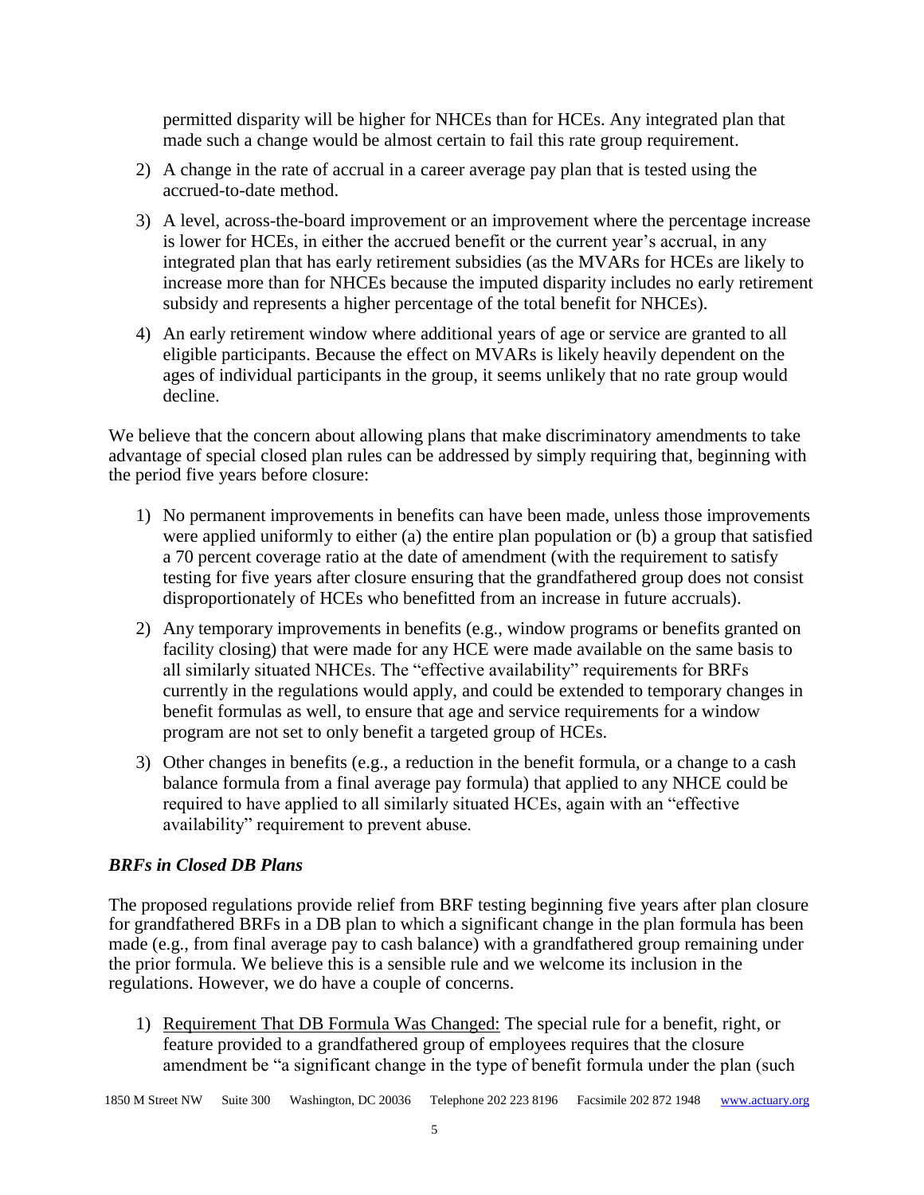permitted disparity will be higher for NHCEs than for HCEs. Any integrated plan that made such a change would be almost certain to fail this rate group requirement.

2) A change in the rate of accrual in a career average pay plan that is tested using the accrued-to-date method.

3) A level, across-the-board improvement or an improvement where the percentage increase is lower for HCEs, in either the accrued benefit or the current year's accrual, in any integrated plan that has early retirement subsidies (as the MVARs for HCEs are likely to increase more than for NHCEs because the imputed disparity includes no early retirement subsidy and represents a higher percentage of the total benefit for NHCEs).

4) An early retirement window where additional years of age or service are granted to all eligible participants. Because the effect on MVARs is likely heavily dependent on the ages of individual participants in the group, it seems unlikely that no rate group would decline.

We believe that the concern about allowing plans that make discriminatory amendments to take advantage of special closed plan rules can be addressed by simply requiring that, beginning with the period five years before closure:

1) No permanent improvements in benefits can have been made, unless those improvements were applied uniformly to either (a) the entire plan population or (b) a group that satisfied a 70 percent coverage ratio at the date of amendment (with the requirement to satisfy testing for five years after closure ensuring that the grandfathered group does not consist disproportionately of HCEs who benefitted from an increase in future accruals).

2) Any temporary improvements in benefits (e.g., window programs or benefits granted on facility closing) that were made for any HCE were made available on the same basis to all similarly situated NHCEs. The "effective availability" requirements for BRFs currently in the regulations would apply, and could be extended to temporary changes in benefit formulas as well, to ensure that age and service requirements for a window program are not set to only benefit a targeted group of HCEs.

3) Other changes in benefits (e.g., a reduction in the benefit formula, or a change to a cash balance formula from a final average pay formula) that applied to any NHCE could be required to have applied to all similarly situated HCEs, again with an "effective availability" requirement to prevent abuse.

### *BRFs in Closed DB Plans*

The proposed regulations provide relief from BRF testing beginning five years after plan closure for grandfathered BRFs in a DB plan to which a significant change in the plan formula has been made (e.g., from final average pay to cash balance) with a grandfathered group remaining under the prior formula. We believe this is a sensible rule and we welcome its inclusion in the regulations. However, we do have a couple of concerns.

1) Requirement That DB Formula Was Changed: The special rule for a benefit, right, or feature provided to a grandfathered group of employees requires that the closure amendment be "a significant change in the type of benefit formula under the plan (such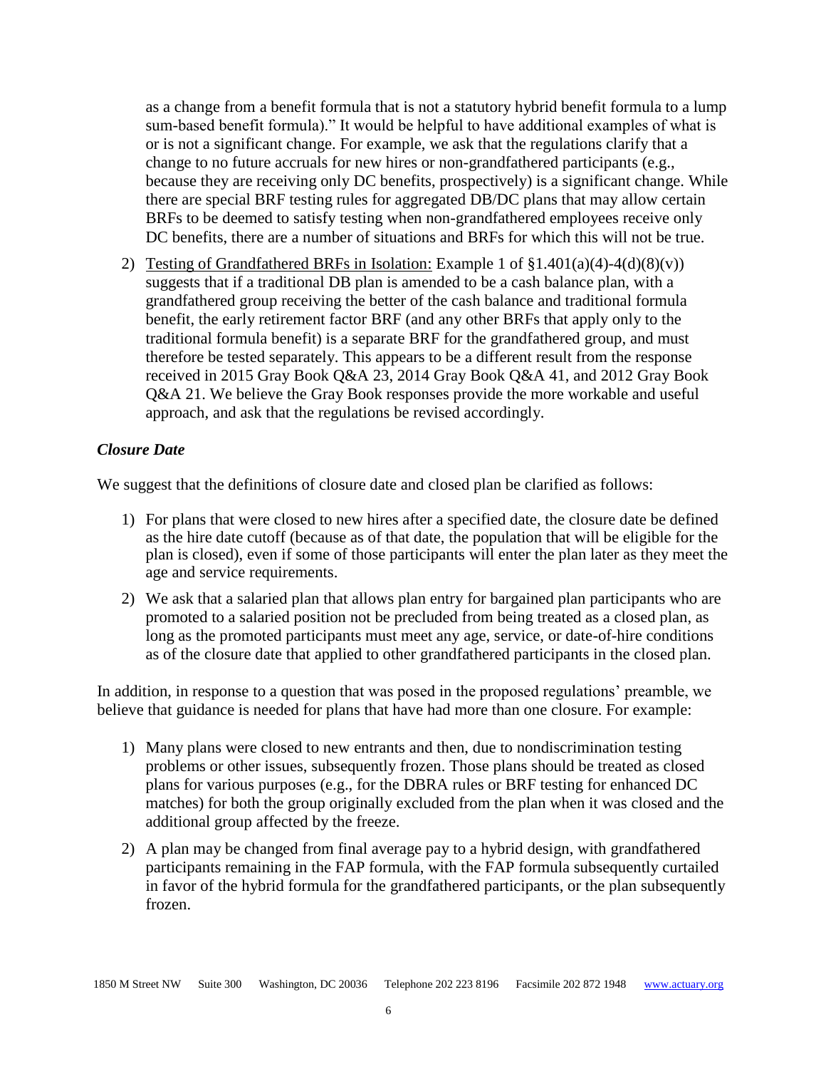as a change from a benefit formula that is not a statutory hybrid benefit formula to a lump sum-based benefit formula)." It would be helpful to have additional examples of what is or is not a significant change. For example, we ask that the regulations clarify that a change to no future accruals for new hires or non-grandfathered participants (e.g., because they are receiving only DC benefits, prospectively) is a significant change. While there are special BRF testing rules for aggregated DB/DC plans that may allow certain BRFs to be deemed to satisfy testing when non-grandfathered employees receive only DC benefits, there are a number of situations and BRFs for which this will not be true.

2) Testing of Grandfathered BRFs in Isolation: Example 1 of §1.401(a)(4)-4(d)(8)(v)) suggests that if a traditional DB plan is amended to be a cash balance plan, with a grandfathered group receiving the better of the cash balance and traditional formula benefit, the early retirement factor BRF (and any other BRFs that apply only to the traditional formula benefit) is a separate BRF for the grandfathered group, and must therefore be tested separately. This appears to be a different result from the response received in 2015 Gray Book Q&A 23, 2014 Gray Book Q&A 41, and 2012 Gray Book Q&A 21. We believe the Gray Book responses provide the more workable and useful approach, and ask that the regulations be revised accordingly.

### *Closure Date*

We suggest that the definitions of closure date and closed plan be clarified as follows:

1) For plans that were closed to new hires after a specified date, the closure date be defined as the hire date cutoff (because as of that date, the population that will be eligible for the plan is closed), even if some of those participants will enter the plan later as they meet the age and service requirements.
2) We ask that a salaried plan that allows plan entry for bargained plan participants who are promoted to a salaried position not be precluded from being treated as a closed plan, as long as the promoted participants must meet any age, service, or date-of-hire conditions as of the closure date that applied to other grandfathered participants in the closed plan.

In addition, in response to a question that was posed in the proposed regulations' preamble, we believe that guidance is needed for plans that have had more than one closure. For example:

1) Many plans were closed to new entrants and then, due to nondiscrimination testing problems or other issues, subsequently frozen. Those plans should be treated as closed plans for various purposes (e.g., for the DBRA rules or BRF testing for enhanced DC matches) for both the group originally excluded from the plan when it was closed and the additional group affected by the freeze.
2) A plan may be changed from final average pay to a hybrid design, with grandfathered participants remaining in the FAP formula, with the FAP formula subsequently curtailed in favor of the hybrid formula for the grandfathered participants, or the plan subsequently frozen.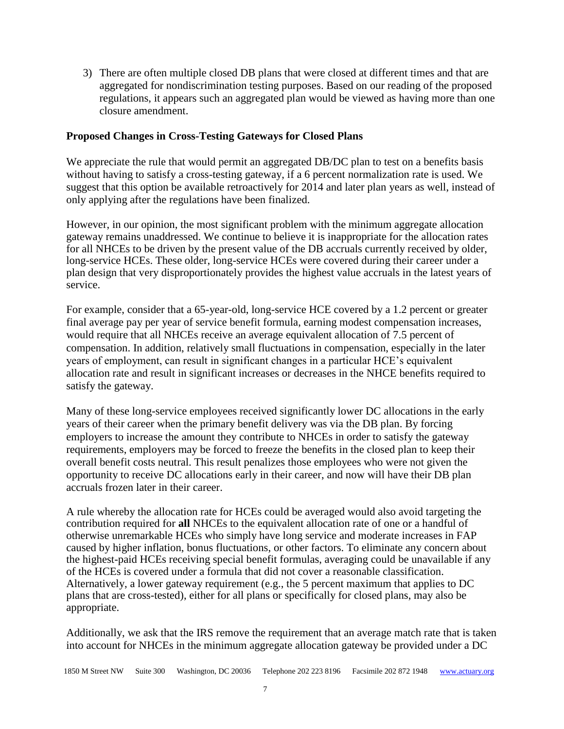3) There are often multiple closed DB plans that were closed at different times and that are aggregated for nondiscrimination testing purposes. Based on our reading of the proposed regulations, it appears such an aggregated plan would be viewed as having more than one closure amendment.

**Proposed Changes in Cross-Testing Gateways for Closed Plans**

We appreciate the rule that would permit an aggregated DB/DC plan to test on a benefits basis without having to satisfy a cross-testing gateway, if a 6 percent normalization rate is used. We suggest that this option be available retroactively for 2014 and later plan years as well, instead of only applying after the regulations have been finalized.

However, in our opinion, the most significant problem with the minimum aggregate allocation gateway remains unaddressed. We continue to believe it is inappropriate for the allocation rates for all NHCEs to be driven by the present value of the DB accruals currently received by older, long-service HCEs. These older, long-service HCEs were covered during their career under a plan design that very disproportionately provides the highest value accruals in the latest years of service.

For example, consider that a 65-year-old, long-service HCE covered by a 1.2 percent or greater final average pay per year of service benefit formula, earning modest compensation increases, would require that all NHCEs receive an average equivalent allocation of 7.5 percent of compensation. In addition, relatively small fluctuations in compensation, especially in the later years of employment, can result in significant changes in a particular HCE's equivalent allocation rate and result in significant increases or decreases in the NHCE benefits required to satisfy the gateway.

Many of these long-service employees received significantly lower DC allocations in the early years of their career when the primary benefit delivery was via the DB plan. By forcing employers to increase the amount they contribute to NHCEs in order to satisfy the gateway requirements, employers may be forced to freeze the benefits in the closed plan to keep their overall benefit costs neutral. This result penalizes those employees who were not given the opportunity to receive DC allocations early in their career, and now will have their DB plan accruals frozen later in their career.

A rule whereby the allocation rate for HCEs could be averaged would also avoid targeting the contribution required for **all** NHCEs to the equivalent allocation rate of one or a handful of otherwise unremarkable HCEs who simply have long service and moderate increases in FAP caused by higher inflation, bonus fluctuations, or other factors. To eliminate any concern about the highest-paid HCEs receiving special benefit formulas, averaging could be unavailable if any of the HCEs is covered under a formula that did not cover a reasonable classification. Alternatively, a lower gateway requirement (e.g., the 5 percent maximum that applies to DC plans that are cross-tested), either for all plans or specifically for closed plans, may also be appropriate.

Additionally, we ask that the IRS remove the requirement that an average match rate that is taken into account for NHCEs in the minimum aggregate allocation gateway be provided under a DC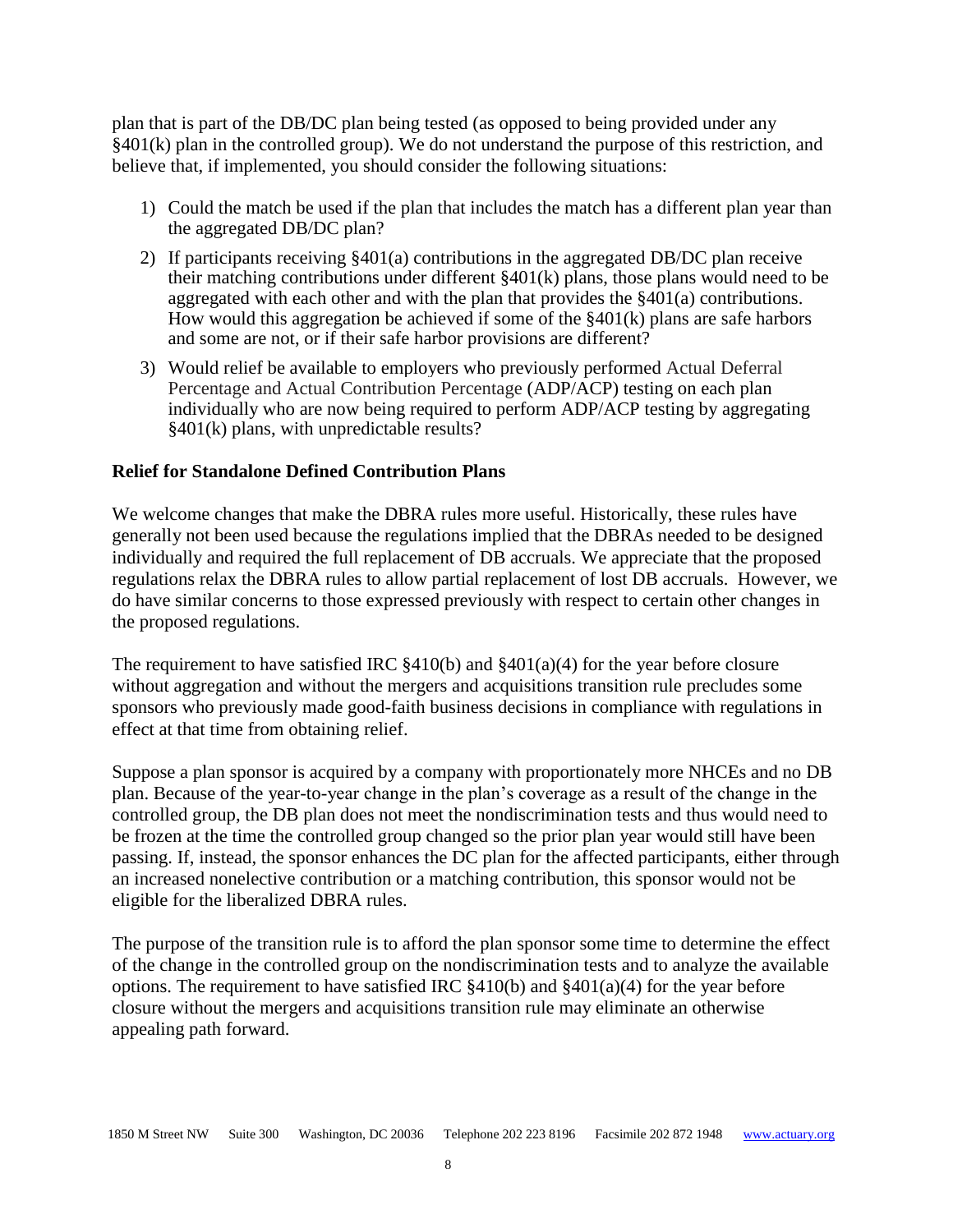plan that is part of the DB/DC plan being tested (as opposed to being provided under any §401(k) plan in the controlled group). We do not understand the purpose of this restriction, and believe that, if implemented, you should consider the following situations:

1) Could the match be used if the plan that includes the match has a different plan year than the aggregated DB/DC plan?
2) If participants receiving §401(a) contributions in the aggregated DB/DC plan receive their matching contributions under different §401(k) plans, those plans would need to be aggregated with each other and with the plan that provides the §401(a) contributions. How would this aggregation be achieved if some of the §401(k) plans are safe harbors and some are not, or if their safe harbor provisions are different?
3) Would relief be available to employers who previously performed Actual Deferral Percentage and Actual Contribution Percentage (ADP/ACP) testing on each plan individually who are now being required to perform ADP/ACP testing by aggregating §401(k) plans, with unpredictable results?

**Relief for Standalone Defined Contribution Plans**

We welcome changes that make the DBRA rules more useful. Historically, these rules have generally not been used because the regulations implied that the DBRAs needed to be designed individually and required the full replacement of DB accruals. We appreciate that the proposed regulations relax the DBRA rules to allow partial replacement of lost DB accruals. However, we do have similar concerns to those expressed previously with respect to certain other changes in the proposed regulations.

The requirement to have satisfied IRC §410(b) and §401(a)(4) for the year before closure without aggregation and without the mergers and acquisitions transition rule precludes some sponsors who previously made good-faith business decisions in compliance with regulations in effect at that time from obtaining relief.

Suppose a plan sponsor is acquired by a company with proportionately more NHCEs and no DB plan. Because of the year-to-year change in the plan's coverage as a result of the change in the controlled group, the DB plan does not meet the nondiscrimination tests and thus would need to be frozen at the time the controlled group changed so the prior plan year would still have been passing. If, instead, the sponsor enhances the DC plan for the affected participants, either through an increased nonelective contribution or a matching contribution, this sponsor would not be eligible for the liberalized DBRA rules.

The purpose of the transition rule is to afford the plan sponsor some time to determine the effect of the change in the controlled group on the nondiscrimination tests and to analyze the available options. The requirement to have satisfied IRC §410(b) and §401(a)(4) for the year before closure without the mergers and acquisitions transition rule may eliminate an otherwise appealing path forward.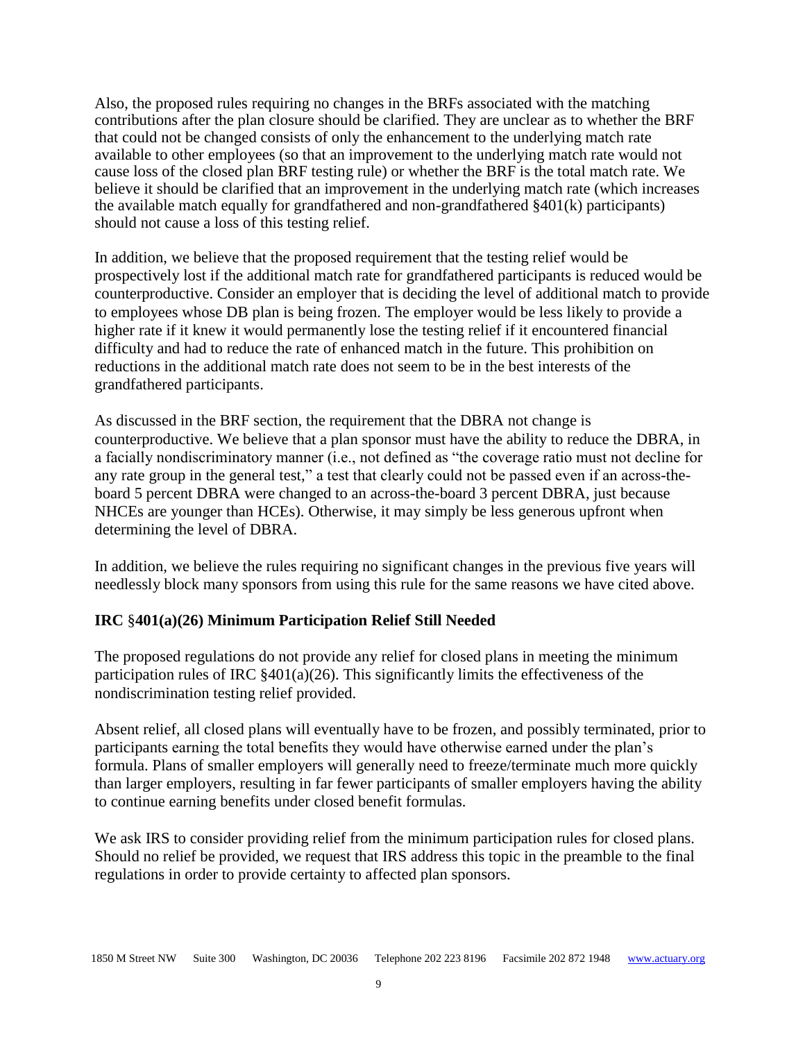Also, the proposed rules requiring no changes in the BRFs associated with the matching contributions after the plan closure should be clarified. They are unclear as to whether the BRF that could not be changed consists of only the enhancement to the underlying match rate available to other employees (so that an improvement to the underlying match rate would not cause loss of the closed plan BRF testing rule) or whether the BRF is the total match rate. We believe it should be clarified that an improvement in the underlying match rate (which increases the available match equally for grandfathered and non-grandfathered §401(k) participants) should not cause a loss of this testing relief.

In addition, we believe that the proposed requirement that the testing relief would be prospectively lost if the additional match rate for grandfathered participants is reduced would be counterproductive. Consider an employer that is deciding the level of additional match to provide to employees whose DB plan is being frozen. The employer would be less likely to provide a higher rate if it knew it would permanently lose the testing relief if it encountered financial difficulty and had to reduce the rate of enhanced match in the future. This prohibition on reductions in the additional match rate does not seem to be in the best interests of the grandfathered participants.

As discussed in the BRF section, the requirement that the DBRA not change is counterproductive. We believe that a plan sponsor must have the ability to reduce the DBRA, in a facially nondiscriminatory manner (i.e., not defined as "the coverage ratio must not decline for any rate group in the general test," a test that clearly could not be passed even if an across-the-board 5 percent DBRA were changed to an across-the-board 3 percent DBRA, just because NHCEs are younger than HCEs). Otherwise, it may simply be less generous upfront when determining the level of DBRA.

In addition, we believe the rules requiring no significant changes in the previous five years will needlessly block many sponsors from using this rule for the same reasons we have cited above.

**IRC §401(a)(26) Minimum Participation Relief Still Needed**

The proposed regulations do not provide any relief for closed plans in meeting the minimum participation rules of IRC §401(a)(26). This significantly limits the effectiveness of the nondiscrimination testing relief provided.

Absent relief, all closed plans will eventually have to be frozen, and possibly terminated, prior to participants earning the total benefits they would have otherwise earned under the plan's formula. Plans of smaller employers will generally need to freeze/terminate much more quickly than larger employers, resulting in far fewer participants of smaller employers having the ability to continue earning benefits under closed benefit formulas.

We ask IRS to consider providing relief from the minimum participation rules for closed plans. Should no relief be provided, we request that IRS address this topic in the preamble to the final regulations in order to provide certainty to affected plan sponsors.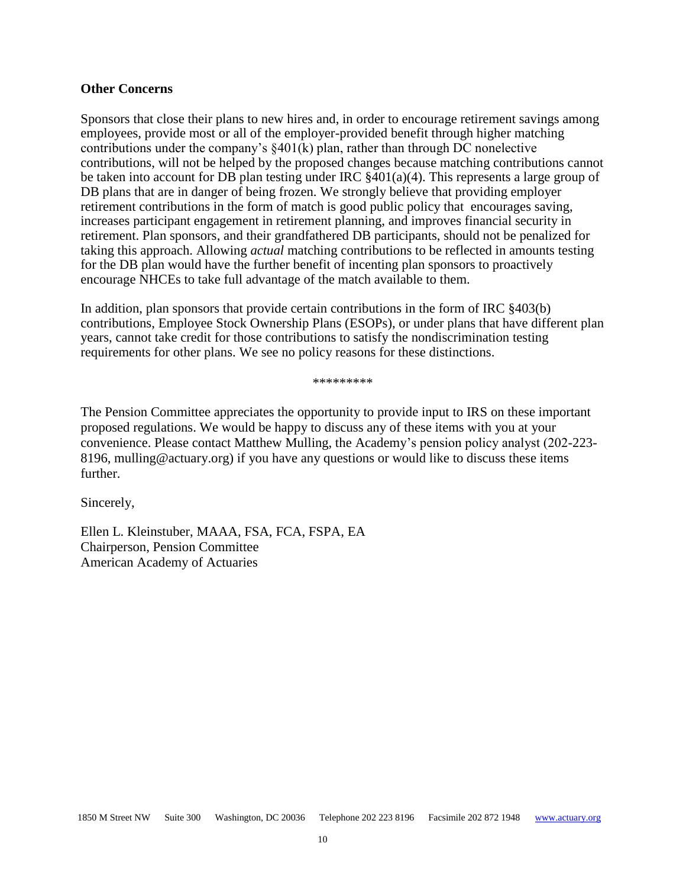**Other Concerns**

Sponsors that close their plans to new hires and, in order to encourage retirement savings among employees, provide most or all of the employer-provided benefit through higher matching contributions under the company's §401(k) plan, rather than through DC nonelective contributions, will not be helped by the proposed changes because matching contributions cannot be taken into account for DB plan testing under IRC §401(a)(4). This represents a large group of DB plans that are in danger of being frozen. We strongly believe that providing employer retirement contributions in the form of match is good public policy that encourages saving, increases participant engagement in retirement planning, and improves financial security in retirement. Plan sponsors, and their grandfathered DB participants, should not be penalized for taking this approach. Allowing *actual* matching contributions to be reflected in amounts testing for the DB plan would have the further benefit of incenting plan sponsors to proactively encourage NHCEs to take full advantage of the match available to them.

In addition, plan sponsors that provide certain contributions in the form of IRC §403(b) contributions, Employee Stock Ownership Plans (ESOPs), or under plans that have different plan years, cannot take credit for those contributions to satisfy the nondiscrimination testing requirements for other plans. We see no policy reasons for these distinctions.

*********

The Pension Committee appreciates the opportunity to provide input to IRS on these important proposed regulations. We would be happy to discuss any of these items with you at your convenience. Please contact Matthew Mulling, the Academy's pension policy analyst (202-223-8196, mulling@actuary.org) if you have any questions or would like to discuss these items further.

Sincerely,

Ellen L. Kleinstuber, MAAA, FSA, FCA, FSPA, EA
Chairperson, Pension Committee
American Academy of Actuaries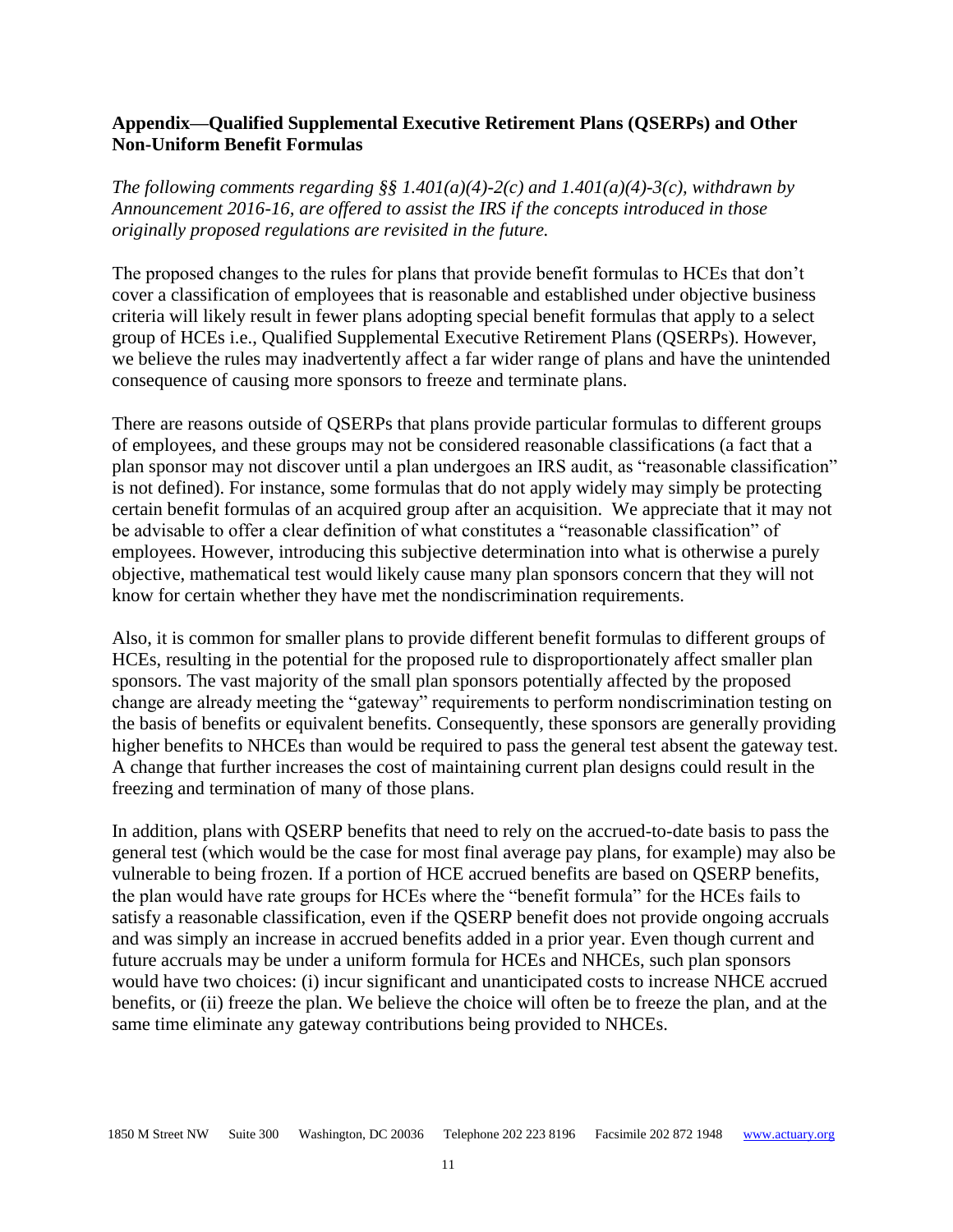**Appendix—Qualified Supplemental Executive Retirement Plans (QSERPs) and Other Non-Uniform Benefit Formulas**

*The following comments regarding §§ 1.401(a)(4)-2(c) and 1.401(a)(4)-3(c), withdrawn by Announcement 2016-16, are offered to assist the IRS if the concepts introduced in those originally proposed regulations are revisited in the future.*

The proposed changes to the rules for plans that provide benefit formulas to HCEs that don't cover a classification of employees that is reasonable and established under objective business criteria will likely result in fewer plans adopting special benefit formulas that apply to a select group of HCEs i.e., Qualified Supplemental Executive Retirement Plans (QSERPs). However, we believe the rules may inadvertently affect a far wider range of plans and have the unintended consequence of causing more sponsors to freeze and terminate plans.

There are reasons outside of QSERPs that plans provide particular formulas to different groups of employees, and these groups may not be considered reasonable classifications (a fact that a plan sponsor may not discover until a plan undergoes an IRS audit, as "reasonable classification" is not defined). For instance, some formulas that do not apply widely may simply be protecting certain benefit formulas of an acquired group after an acquisition. We appreciate that it may not be advisable to offer a clear definition of what constitutes a "reasonable classification" of employees. However, introducing this subjective determination into what is otherwise a purely objective, mathematical test would likely cause many plan sponsors concern that they will not know for certain whether they have met the nondiscrimination requirements.

Also, it is common for smaller plans to provide different benefit formulas to different groups of HCEs, resulting in the potential for the proposed rule to disproportionately affect smaller plan sponsors. The vast majority of the small plan sponsors potentially affected by the proposed change are already meeting the "gateway" requirements to perform nondiscrimination testing on the basis of benefits or equivalent benefits. Consequently, these sponsors are generally providing higher benefits to NHCEs than would be required to pass the general test absent the gateway test. A change that further increases the cost of maintaining current plan designs could result in the freezing and termination of many of those plans.

In addition, plans with QSERP benefits that need to rely on the accrued-to-date basis to pass the general test (which would be the case for most final average pay plans, for example) may also be vulnerable to being frozen. If a portion of HCE accrued benefits are based on QSERP benefits, the plan would have rate groups for HCEs where the "benefit formula" for the HCEs fails to satisfy a reasonable classification, even if the QSERP benefit does not provide ongoing accruals and was simply an increase in accrued benefits added in a prior year. Even though current and future accruals may be under a uniform formula for HCEs and NHCEs, such plan sponsors would have two choices: (i) incur significant and unanticipated costs to increase NHCE accrued benefits, or (ii) freeze the plan. We believe the choice will often be to freeze the plan, and at the same time eliminate any gateway contributions being provided to NHCEs.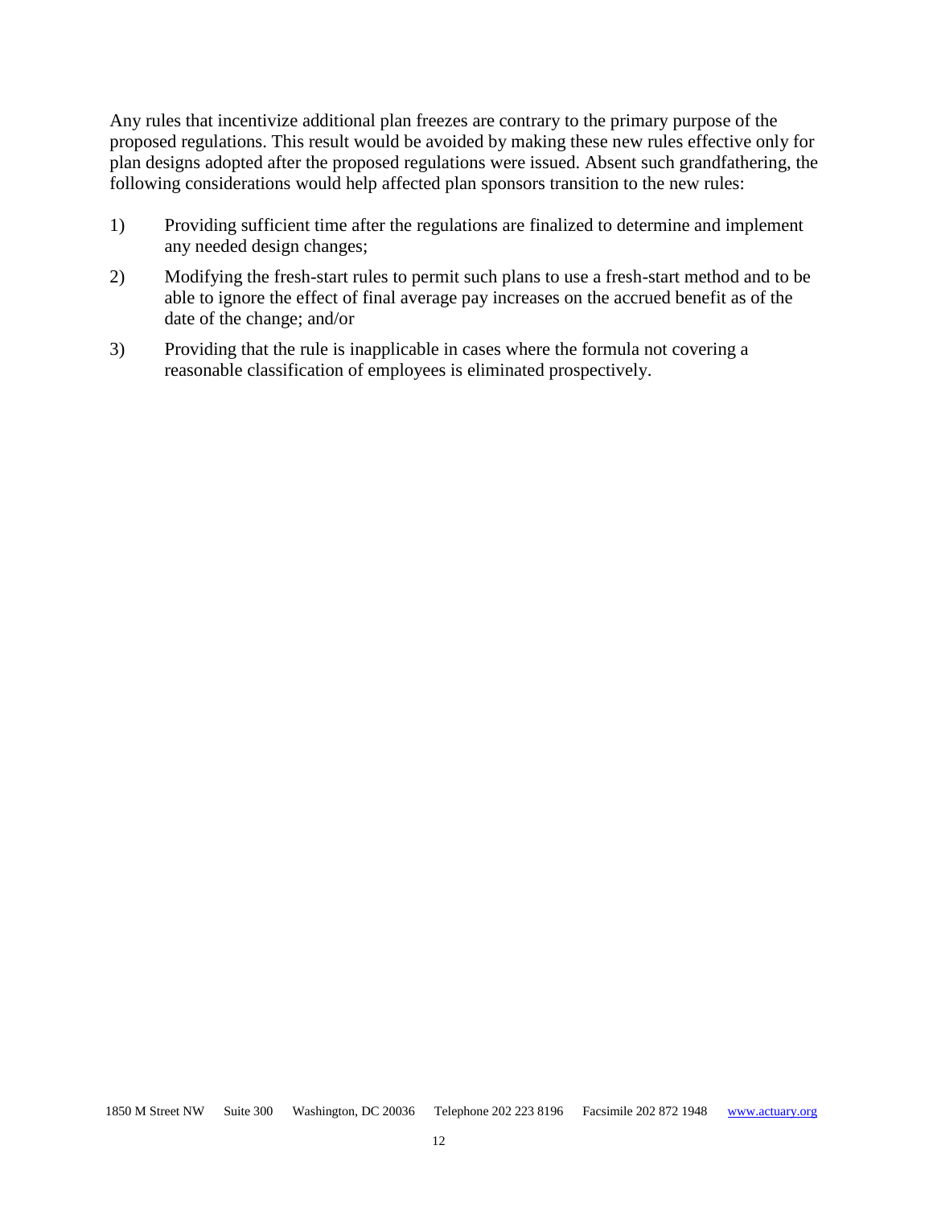Any rules that incentivize additional plan freezes are contrary to the primary purpose of the proposed regulations. This result would be avoided by making these new rules effective only for plan designs adopted after the proposed regulations were issued. Absent such grandfathering, the following considerations would help affected plan sponsors transition to the new rules:

1) Providing sufficient time after the regulations are finalized to determine and implement any needed design changes;

2) Modifying the fresh-start rules to permit such plans to use a fresh-start method and to be able to ignore the effect of final average pay increases on the accrued benefit as of the date of the change; and/or

3) Providing that the rule is inapplicable in cases where the formula not covering a reasonable classification of employees is eliminated prospectively.